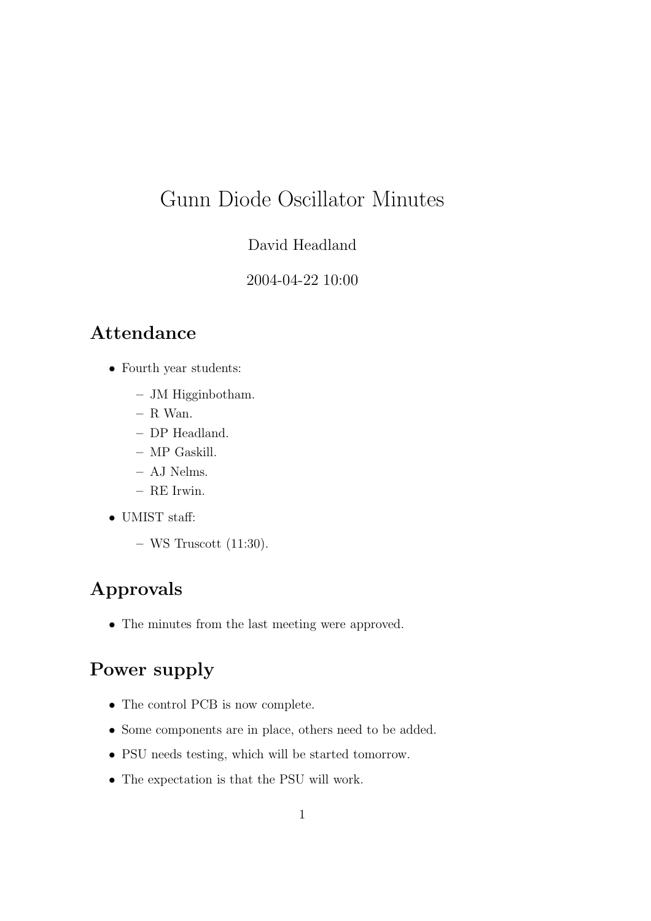# Gunn Diode Oscillator Minutes

David Headland

2004-04-22 10:00

## Attendance

- Fourth year students:
  - JM Higginbotham.
  - R Wan.
  - DP Headland.
  - MP Gaskill.
  - AJ Nelms.
  - RE Irwin.
- UMIST staff:
  - WS Truscott (11:30).

## Approvals

- The minutes from the last meeting were approved.

## Power supply

- The control PCB is now complete.
- Some components are in place, others need to be added.
- PSU needs testing, which will be started tomorrow.
- The expectation is that the PSU will work.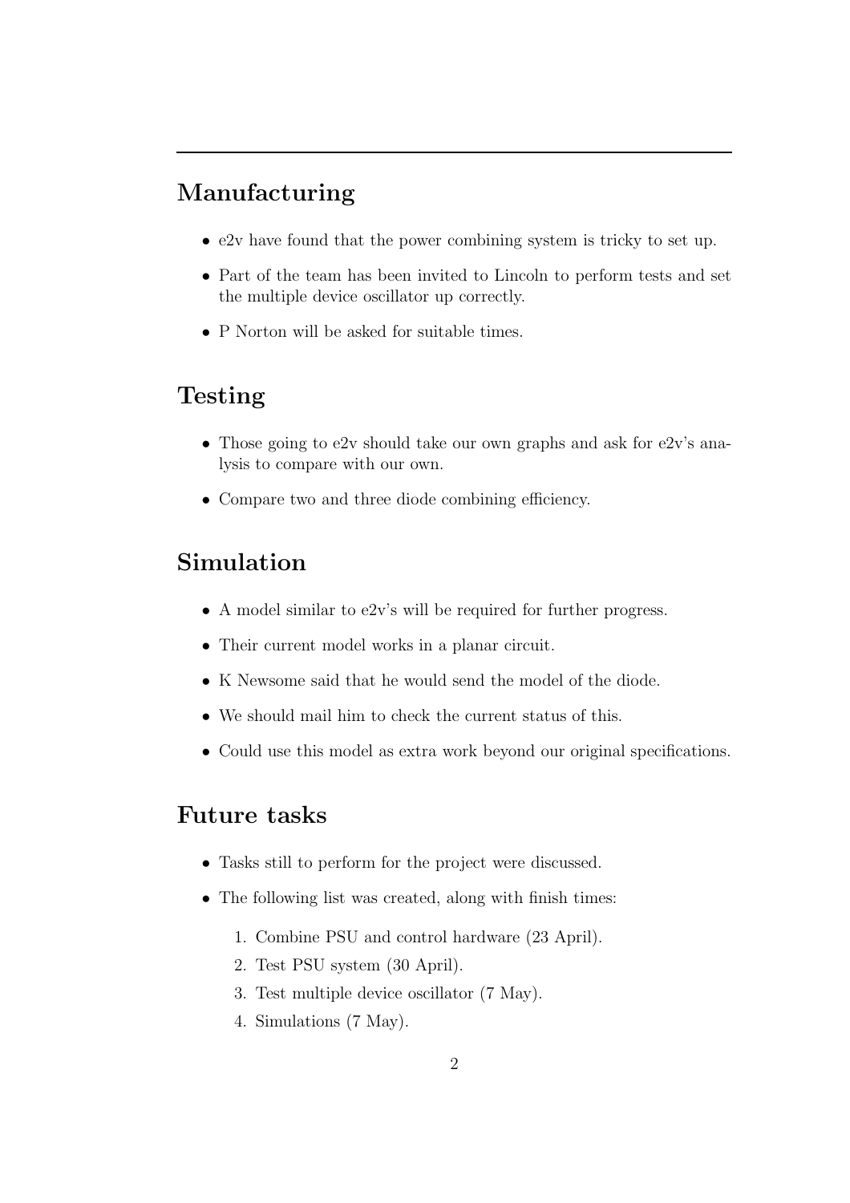## Manufacturing

- e2v have found that the power combining system is tricky to set up.
- Part of the team has been invited to Lincoln to perform tests and set the multiple device oscillator up correctly.
- P Norton will be asked for suitable times.

## Testing

- Those going to e2v should take our own graphs and ask for e2v's analysis to compare with our own.
- Compare two and three diode combining efficiency.

## Simulation

- A model similar to e2v's will be required for further progress.
- Their current model works in a planar circuit.
- K Newsome said that he would send the model of the diode.
- We should mail him to check the current status of this.
- Could use this model as extra work beyond our original specifications.

## Future tasks

- Tasks still to perform for the project were discussed.
- The following list was created, along with finish times:
  1. Combine PSU and control hardware (23 April).
  2. Test PSU system (30 April).
  3. Test multiple device oscillator (7 May).
  4. Simulations (7 May).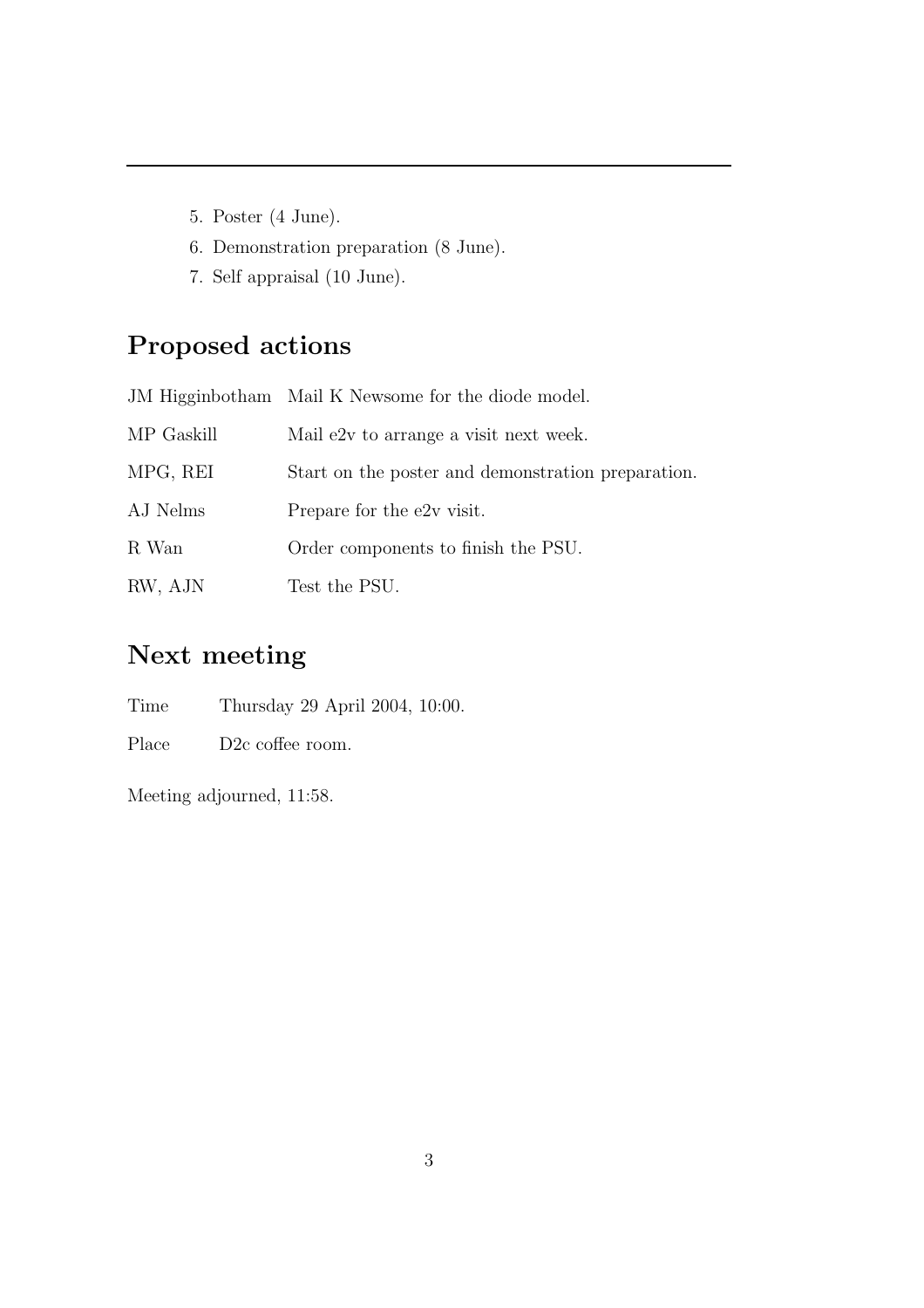5. Poster (4 June).
6. Demonstration preparation (8 June).
7. Self appraisal (10 June).

## Proposed actions

| | |
|---|---|
| JM Higginbotham | Mail K Newsome for the diode model. |
| MP Gaskill | Mail e2v to arrange a visit next week. |
| MPG, REI | Start on the poster and demonstration preparation. |
| AJ Nelms | Prepare for the e2v visit. |
| R Wan | Order components to finish the PSU. |
| RW, AJN | Test the PSU. |

## Next meeting

| | |
|---|---|
| Time | Thursday 29 April 2004, 10:00. |
| Place | D2c coffee room. |

Meeting adjourned, 11:58.